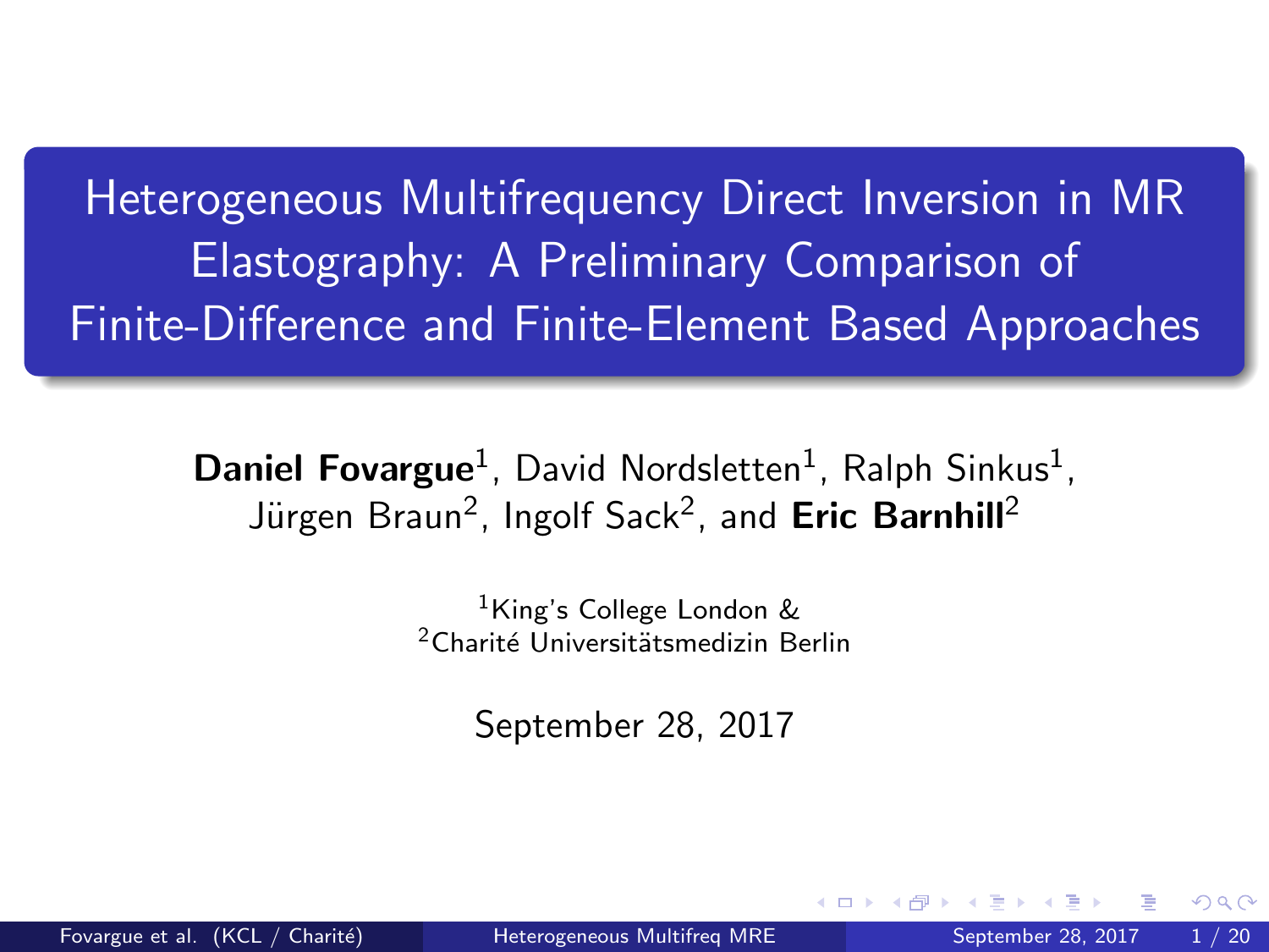# Heterogeneous Multifrequency Direct Inversion in MR Elastography: A Preliminary Comparison of Finite-Difference and Finite-Element Based Approaches

**Daniel Fovargue**[1], David Nordsletten[1], Ralph Sinkus[1], Jürgen Braun[2], Ingolf Sack[2], and **Eric Barnhill**[2]

[1]King's College London &
[2]Charité Universitätsmedizin Berlin

September 28, 2017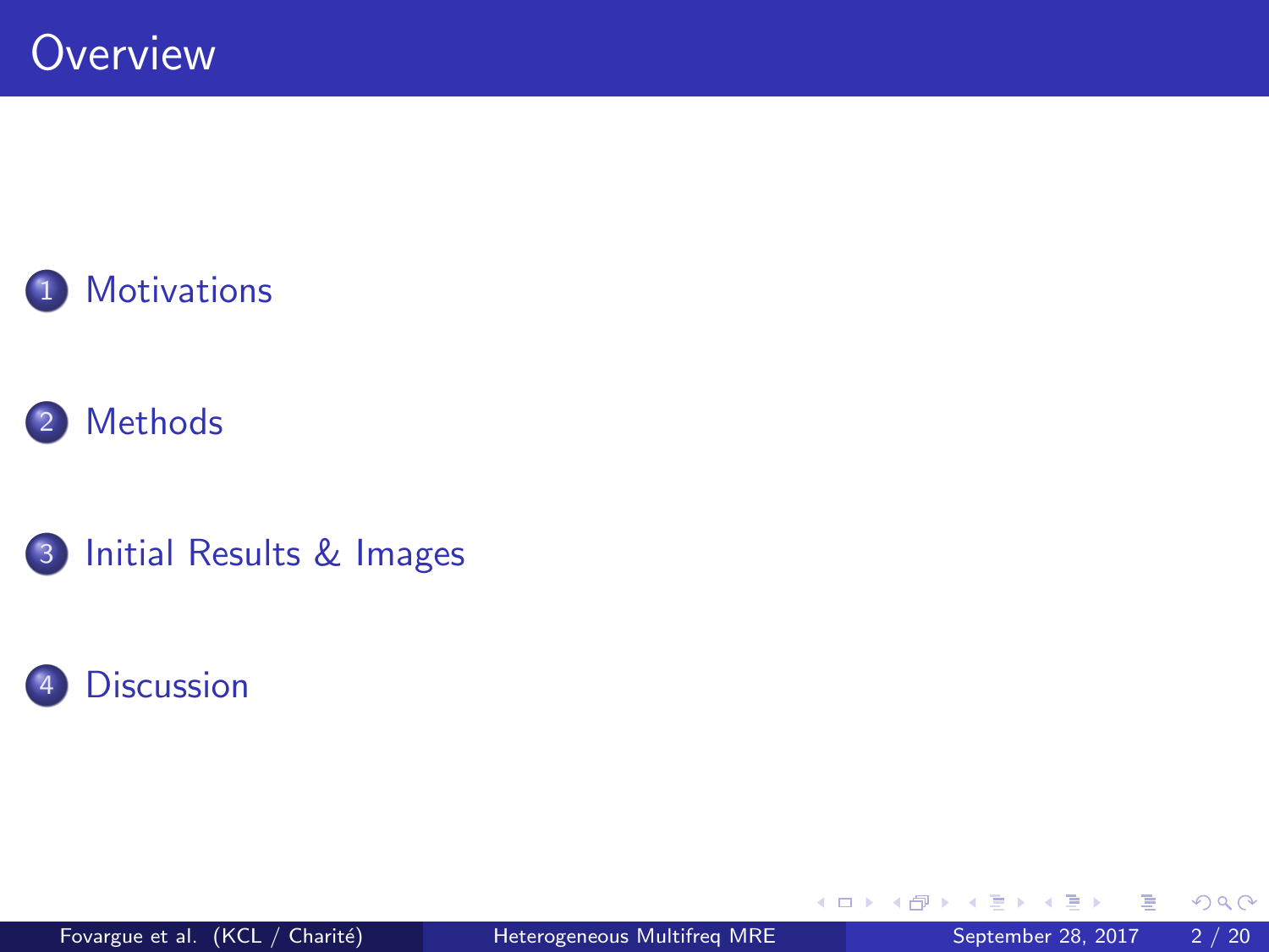# Overview

1. Motivations
2. Methods
3. Initial Results & Images
4. Discussion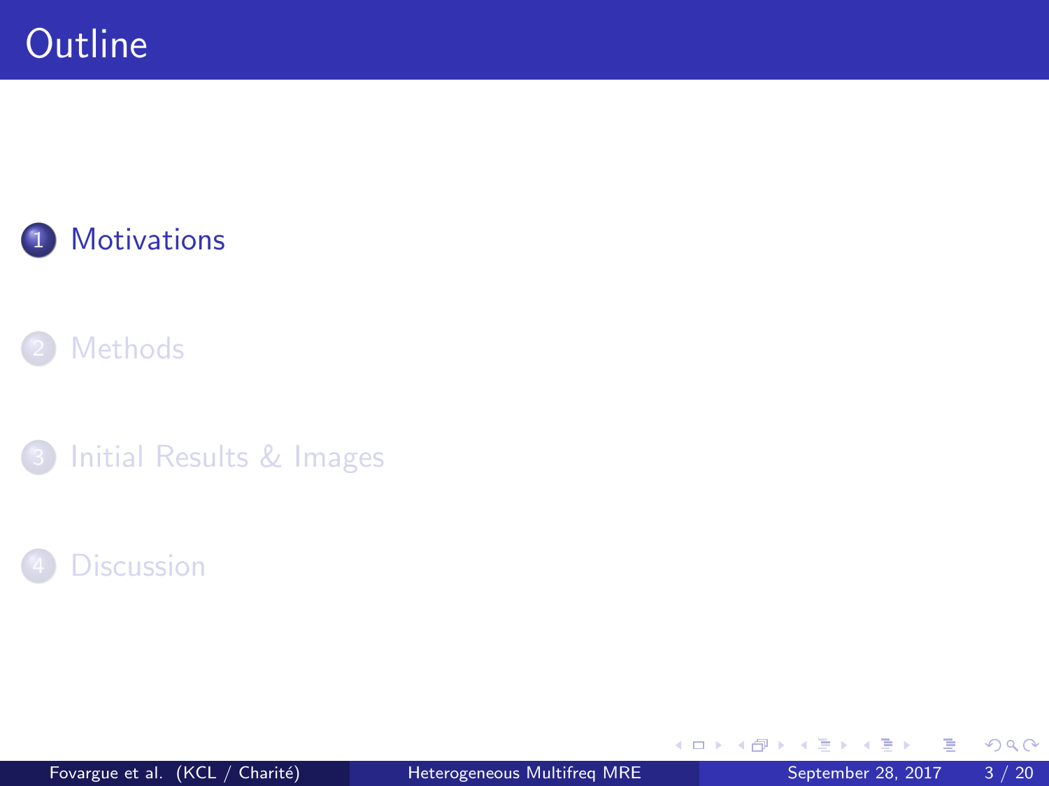# Outline

1. Motivations
2. Methods
3. Initial Results & Images
4. Discussion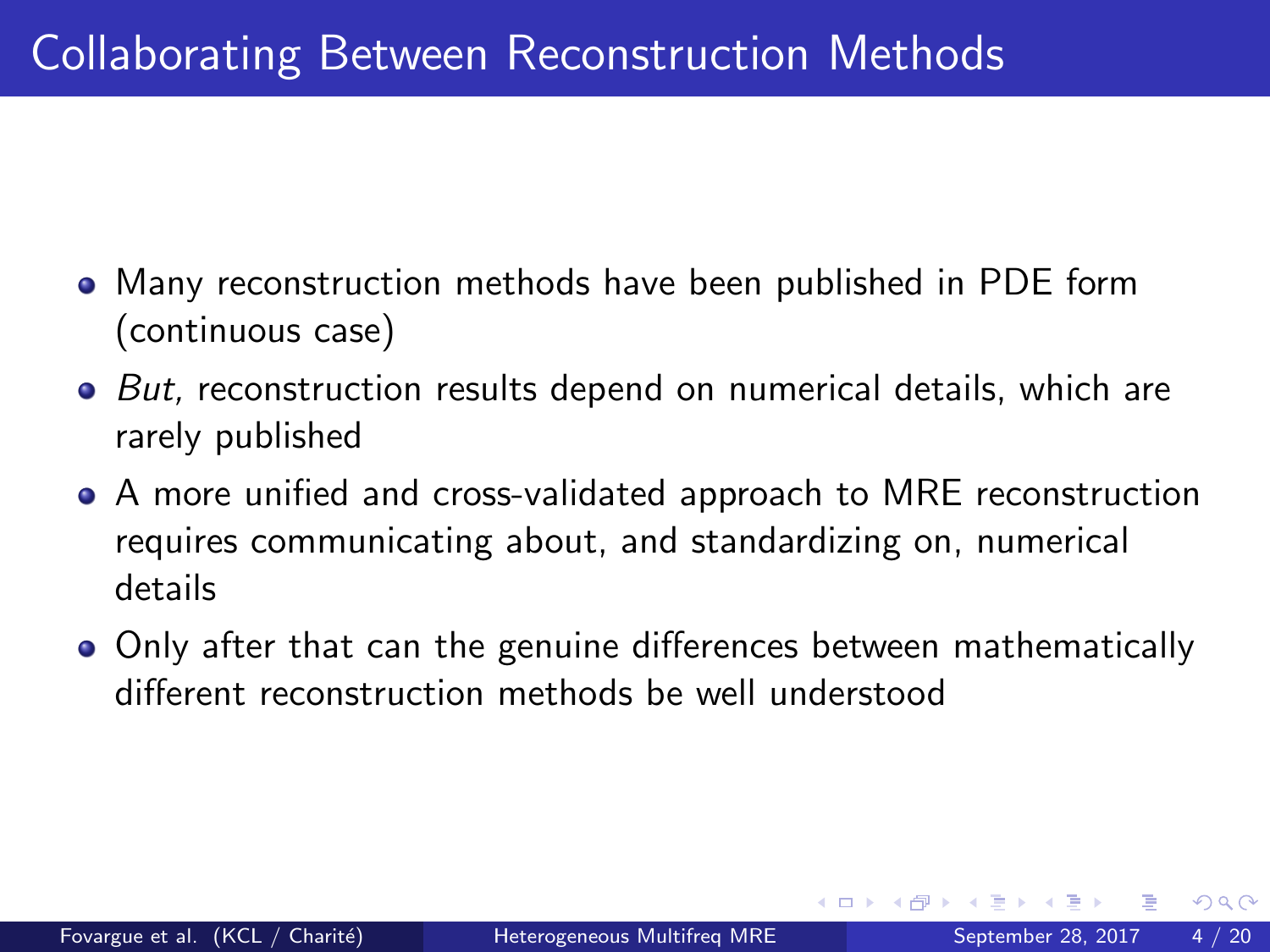# Collaborating Between Reconstruction Methods

- Many reconstruction methods have been published in PDE form (continuous case)
- *But,* reconstruction results depend on numerical details, which are rarely published
- A more unified and cross-validated approach to MRE reconstruction requires communicating about, and standardizing on, numerical details
- Only after that can the genuine differences between mathematically different reconstruction methods be well understood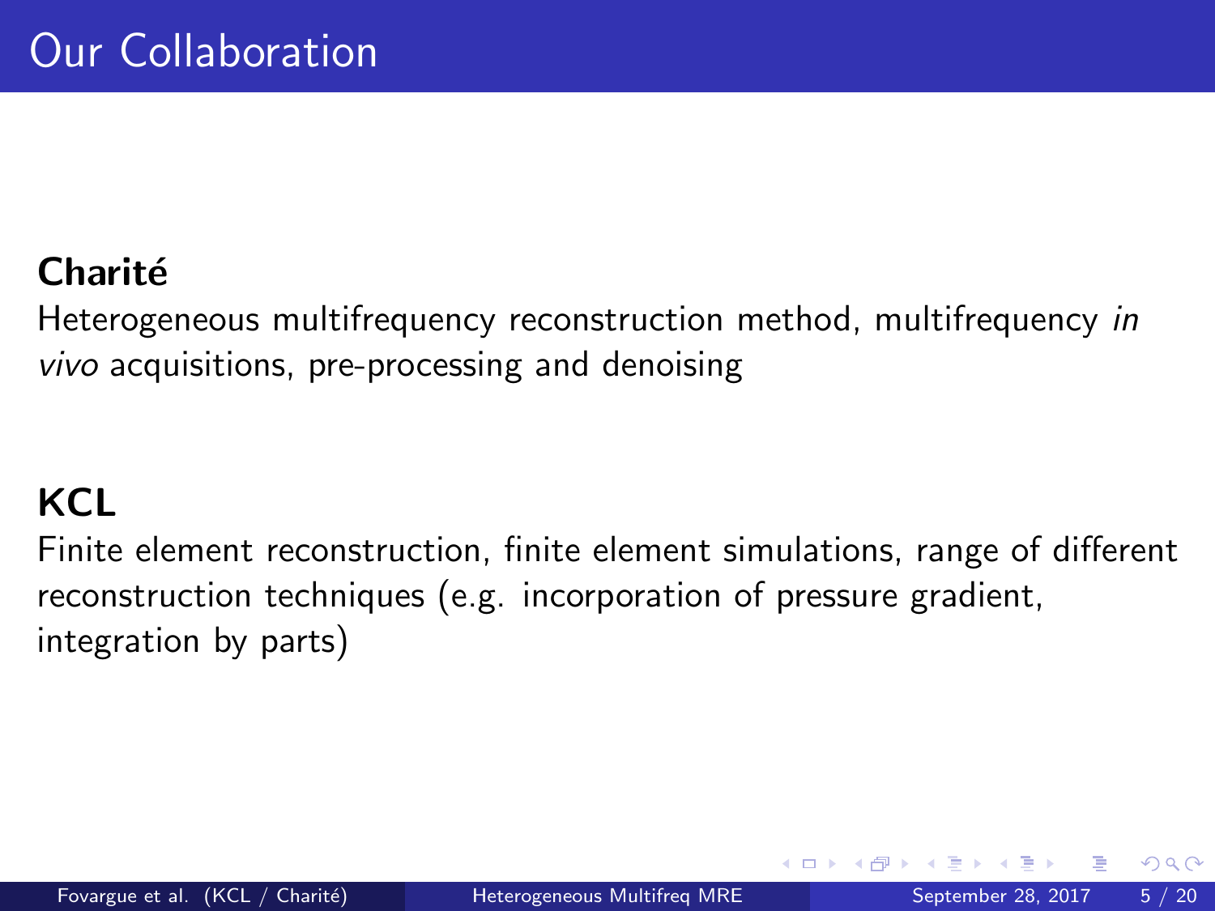# Our Collaboration

**Charité**

Heterogeneous multifrequency reconstruction method, multifrequency *in vivo* acquisitions, pre-processing and denoising

**KCL**

Finite element reconstruction, finite element simulations, range of different reconstruction techniques (e.g. incorporation of pressure gradient, integration by parts)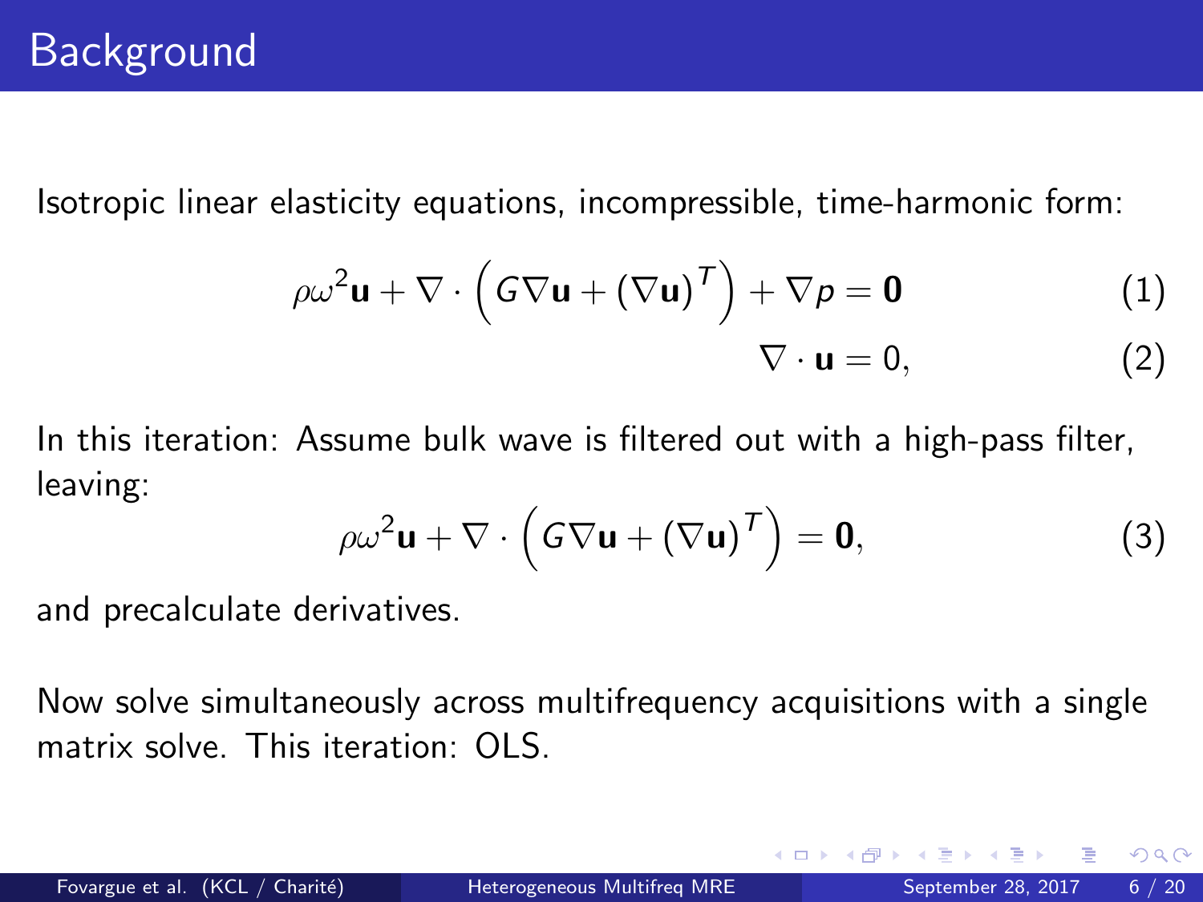# Background

Isotropic linear elasticity equations, incompressible, time-harmonic form:

$$\rho\omega^2\mathbf{u} + \nabla \cdot \left(G\nabla\mathbf{u} + (\nabla\mathbf{u})^T\right) + \nabla p = \mathbf{0} \tag{1}$$

$$\nabla \cdot \mathbf{u} = 0, \tag{2}$$

In this iteration: Assume bulk wave is filtered out with a high-pass filter, leaving:

$$\rho\omega^2\mathbf{u} + \nabla \cdot \left(G\nabla\mathbf{u} + (\nabla\mathbf{u})^T\right) = \mathbf{0}, \tag{3}$$

and precalculate derivatives.

Now solve simultaneously across multifrequency acquisitions with a single matrix solve. This iteration: OLS.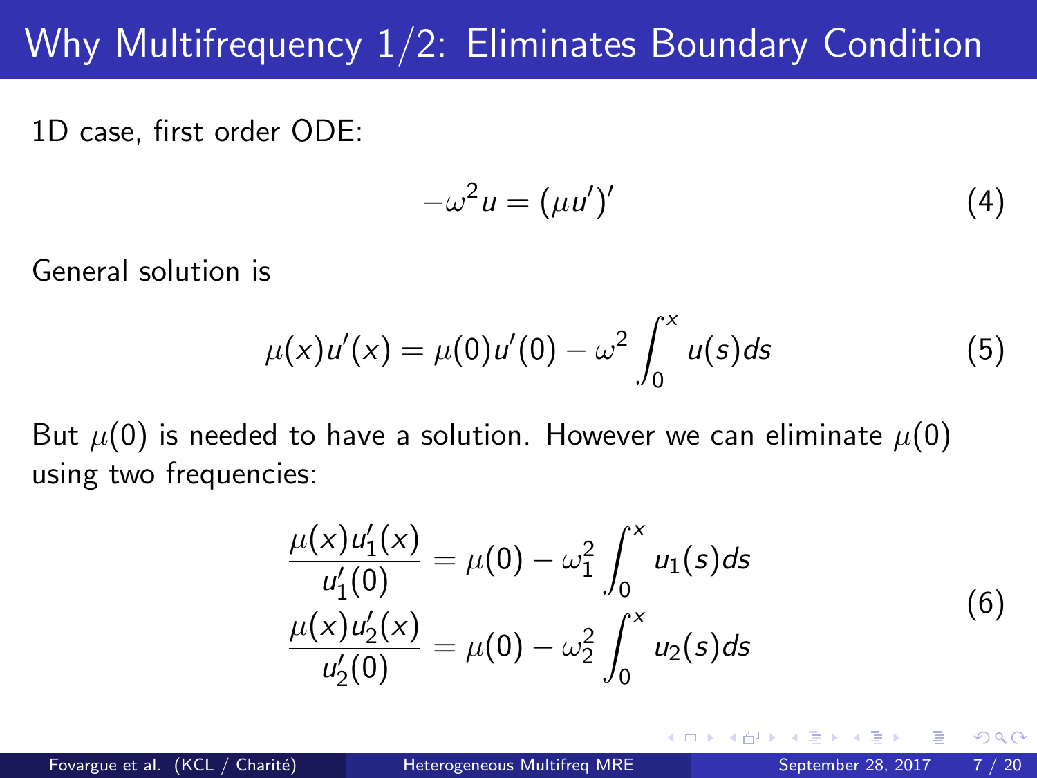# Why Multifrequency 1/2: Eliminates Boundary Condition

1D case, first order ODE:

$$-\omega^2 u = (\mu u')' \tag{4}$$

General solution is

$$\mu(x)u'(x) = \mu(0)u'(0) - \omega^2 \int_0^x u(s)ds \tag{5}$$

But $\mu(0)$ is needed to have a solution. However we can eliminate $\mu(0)$ using two frequencies:

$$\begin{aligned} \frac{\mu(x)u_1'(x)}{u_1'(0)} &= \mu(0) - \omega_1^2 \int_0^x u_1(s)ds \\ \frac{\mu(x)u_2'(x)}{u_2'(0)} &= \mu(0) - \omega_2^2 \int_0^x u_2(s)ds \end{aligned} \tag{6}$$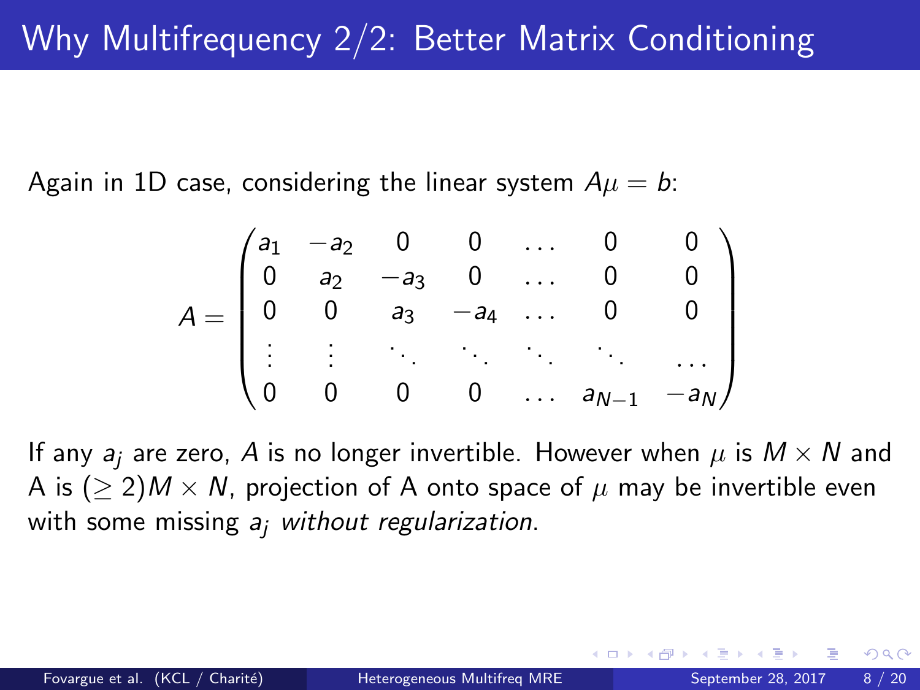# Why Multifrequency 2/2: Better Matrix Conditioning

Again in 1D case, considering the linear system $A\mu = b$:

$$
A = \begin{pmatrix}
a_1 & -a_2 & 0 & 0 & \dots & 0 & 0 \\
0 & a_2 & -a_3 & 0 & \dots & 0 & 0 \\
0 & 0 & a_3 & -a_4 & \dots & 0 & 0 \\
\vdots & \vdots & \ddots & \ddots & \ddots & \ddots & \dots \\
0 & 0 & 0 & 0 & \dots & a_{N-1} & -a_N
\end{pmatrix}
$$

If any $a_j$ are zero, $A$ is no longer invertible. However when $\mu$ is $M \times N$ and A is $(\geq 2)M \times N$, projection of A onto space of $\mu$ may be invertible even with some missing $a_j$ *without regularization*.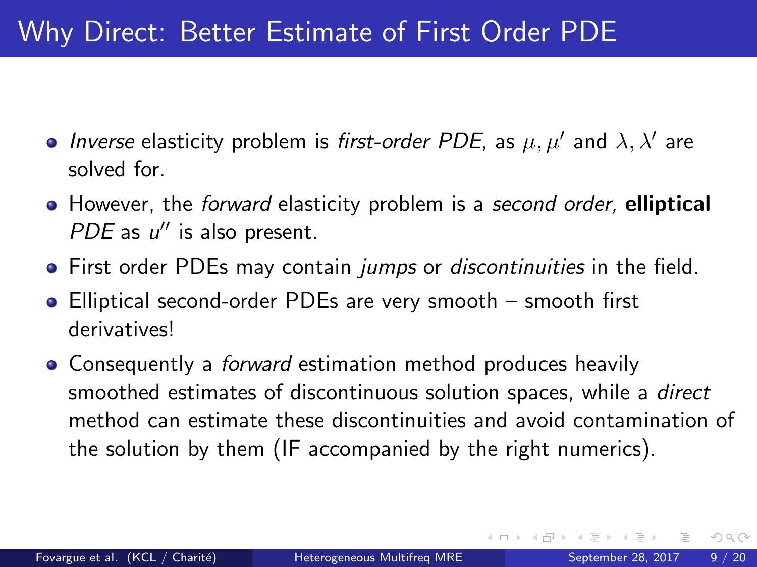# Why Direct: Better Estimate of First Order PDE

- *Inverse* elasticity problem is *first-order PDE*, as $\mu, \mu'$ and $\lambda, \lambda'$ are solved for.
- However, the *forward* elasticity problem is a *second order,* **elliptical** *PDE* as $u''$ is also present.
- First order PDEs may contain *jumps* or *discontinuities* in the field.
- Elliptical second-order PDEs are very smooth – smooth first derivatives!
- Consequently a *forward* estimation method produces heavily smoothed estimates of discontinuous solution spaces, while a *direct* method can estimate these discontinuities and avoid contamination of the solution by them (IF accompanied by the right numerics).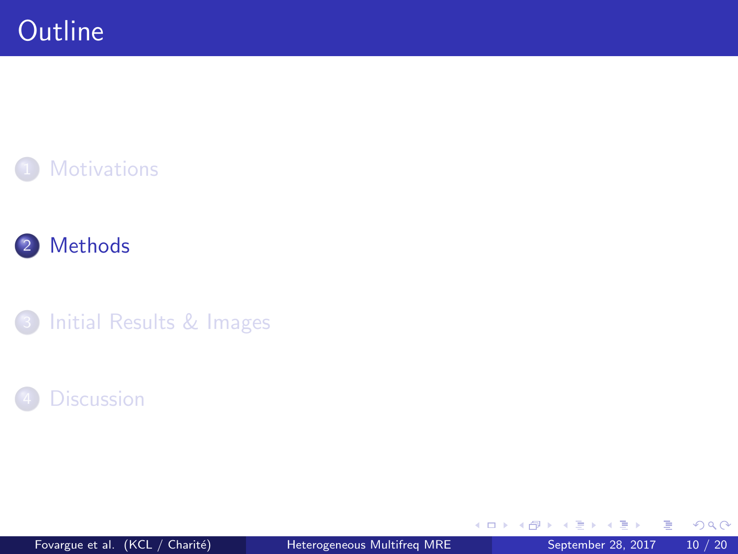# Outline

1. Motivations
2. **Methods**
3. Initial Results & Images
4. Discussion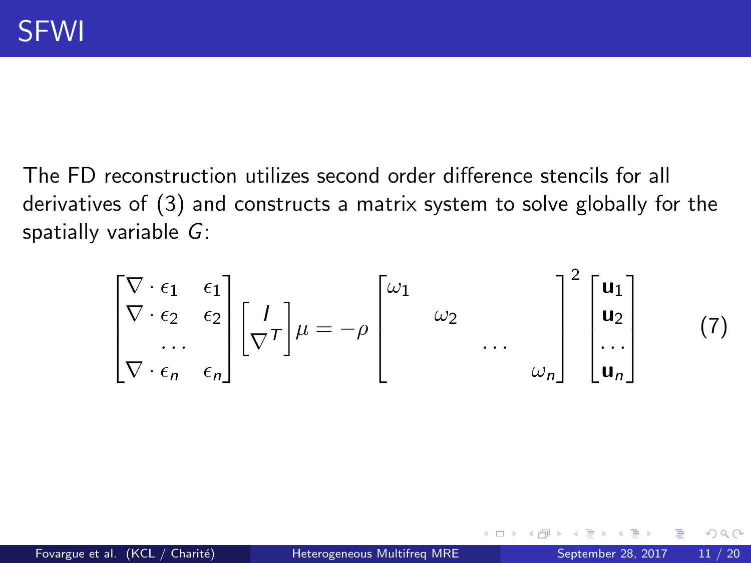# SFWI

The FD reconstruction utilizes second order difference stencils for all derivatives of (3) and constructs a matrix system to solve globally for the spatially variable $G$:

$$
\begin{bmatrix} \nabla \cdot \epsilon_1 & \epsilon_1 \\ \nabla \cdot \epsilon_2 & \epsilon_2 \\ \multicolumn{2}{c}{\dots} \\ \nabla \cdot \epsilon_n & \epsilon_n \end{bmatrix} \begin{bmatrix} I \\ \nabla^T \end{bmatrix} \mu = -\rho \begin{bmatrix} \omega_1 & & & \\ & \omega_2 & & \\ & & \dots & \\ & & & \omega_n \end{bmatrix}^2 \begin{bmatrix} \mathbf{u}_1 \\ \mathbf{u}_2 \\ \dots \\ \mathbf{u}_n \end{bmatrix} \tag{7}
$$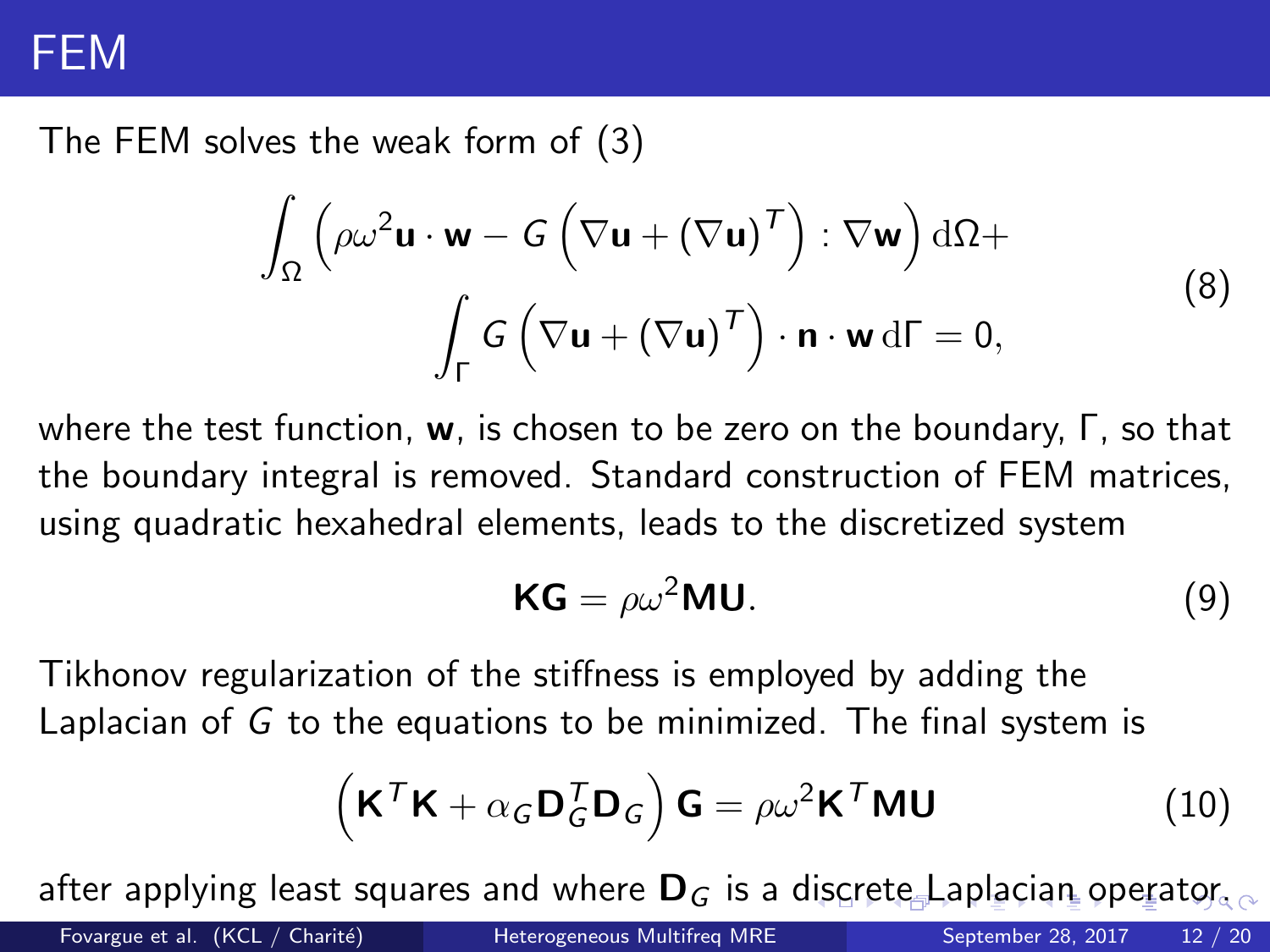# FEM

The FEM solves the weak form of (3)

$$\int_\Omega \left(\rho\omega^2 \mathbf{u}\cdot\mathbf{w} - G\left(\nabla\mathbf{u} + (\nabla\mathbf{u})^T\right) : \nabla\mathbf{w}\right) \mathrm{d}\Omega + \int_\Gamma G\left(\nabla\mathbf{u} + (\nabla\mathbf{u})^T\right)\cdot\mathbf{n}\cdot\mathbf{w}\,\mathrm{d}\Gamma = 0, \tag{8}$$

where the test function, $\mathbf{w}$, is chosen to be zero on the boundary, $\Gamma$, so that the boundary integral is removed. Standard construction of FEM matrices, using quadratic hexahedral elements, leads to the discretized system

$$\mathbf{KG} = \rho\omega^2 \mathbf{MU}. \tag{9}$$

Tikhonov regularization of the stiffness is employed by adding the Laplacian of $G$ to the equations to be minimized. The final system is

$$\left(\mathbf{K}^T\mathbf{K} + \alpha_G \mathbf{D}_G^T \mathbf{D}_G\right)\mathbf{G} = \rho\omega^2 \mathbf{K}^T\mathbf{MU} \tag{10}$$

after applying least squares and where $\mathbf{D}_G$ is a discrete Laplacian operator.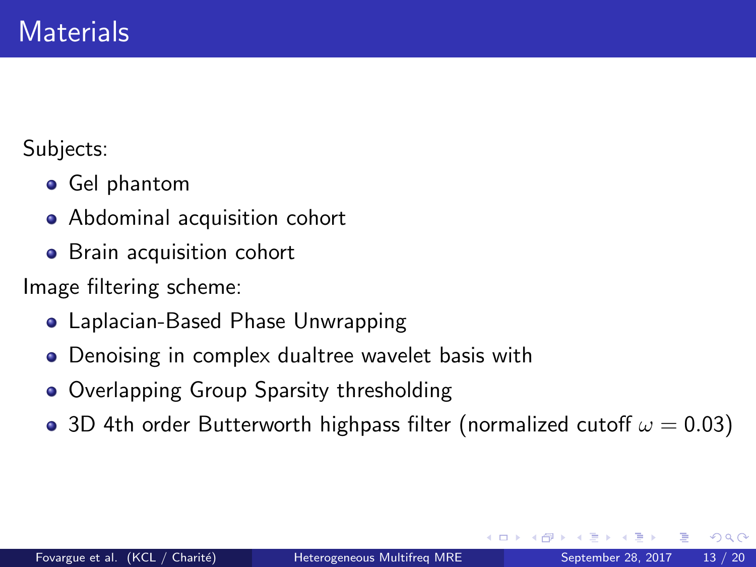# Materials

Subjects:

- Gel phantom
- Abdominal acquisition cohort
- Brain acquisition cohort

Image filtering scheme:

- Laplacian-Based Phase Unwrapping
- Denoising in complex dualtree wavelet basis with
- Overlapping Group Sparsity thresholding
- 3D 4th order Butterworth highpass filter (normalized cutoff $\omega = 0.03$)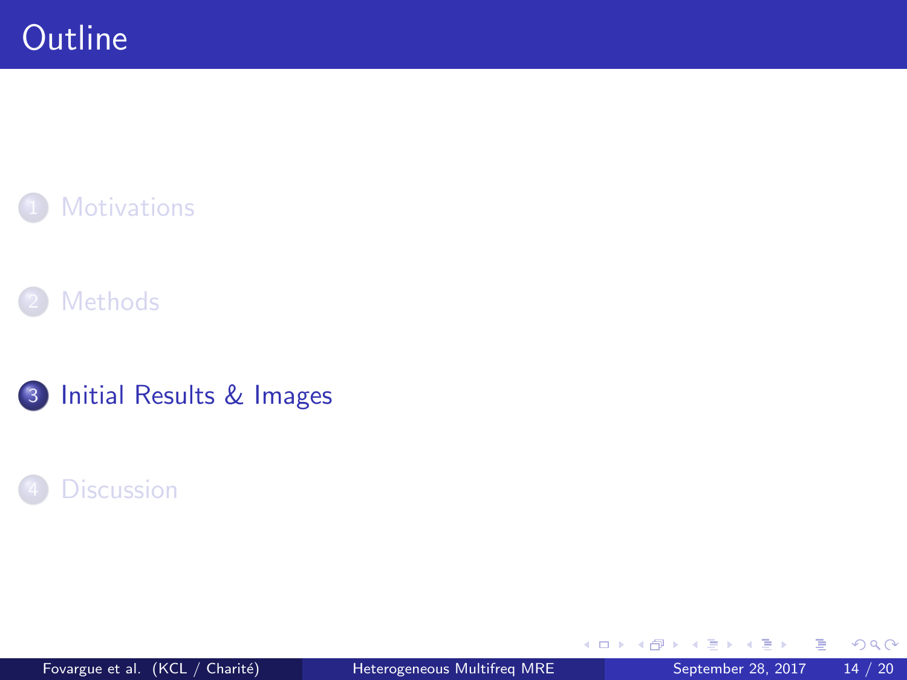# Outline

1. Motivations
2. Methods
3. Initial Results & Images
4. Discussion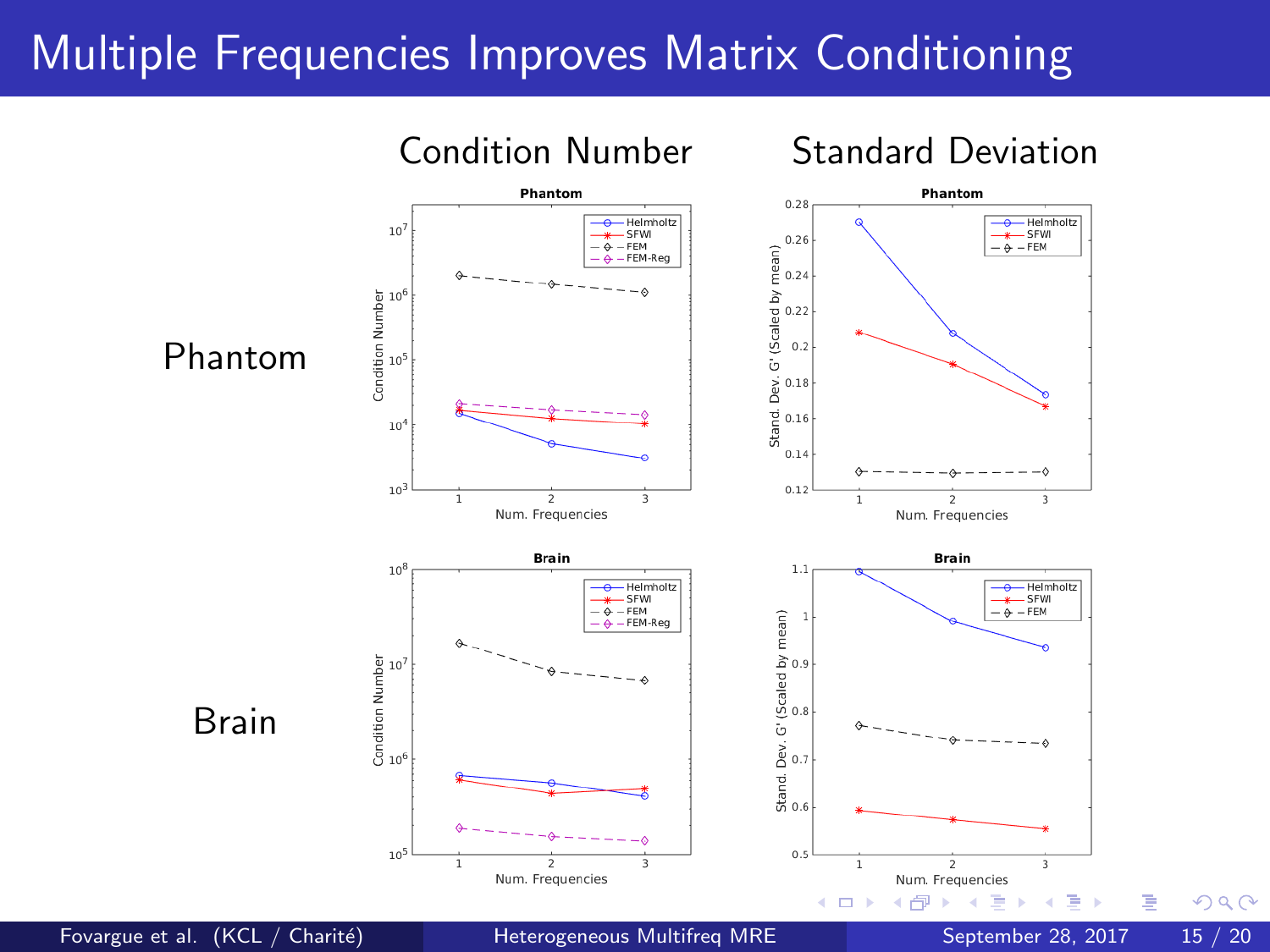# Multiple Frequencies Improves Matrix Conditioning

| | Condition Number | Standard Deviation |
|---|---|---|
| Phantom | | |
| Brain | | |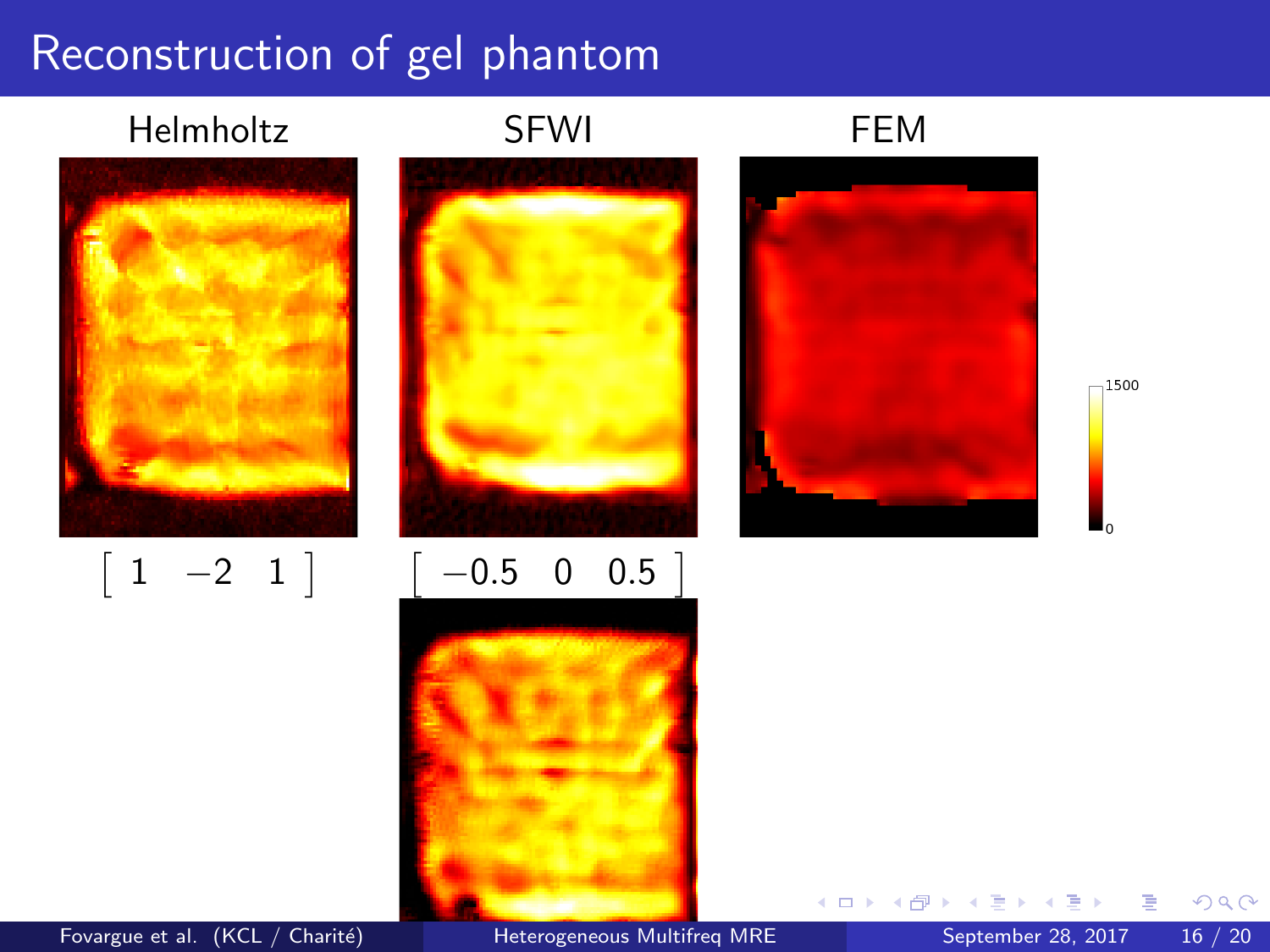# Reconstruction of gel phantom

Helmholtz

SFWI

FEM

$$\begin{bmatrix} 1 & -2 & 1 \end{bmatrix}$$

$$\begin{bmatrix} -0.5 & 0 & 0.5 \end{bmatrix}$$

1500

0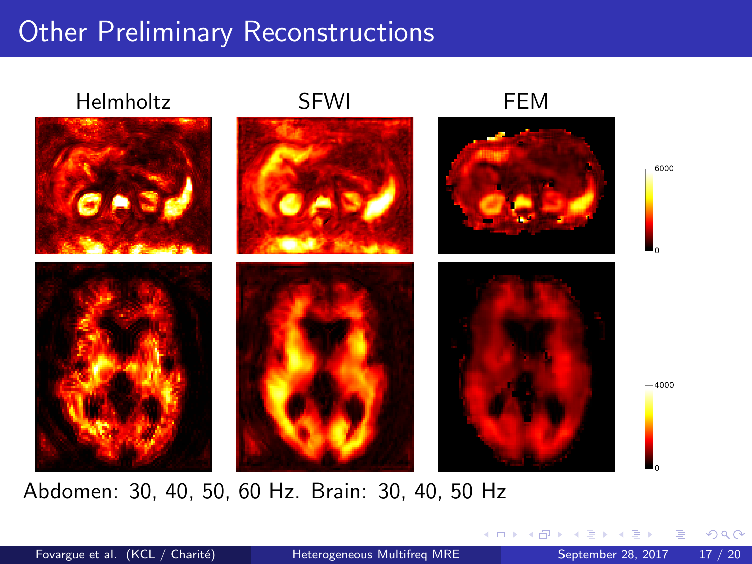# Other Preliminary Reconstructions

Helmholtz | SFWI | FEM

Abdomen: 30, 40, 50, 60 Hz. Brain: 30, 40, 50 Hz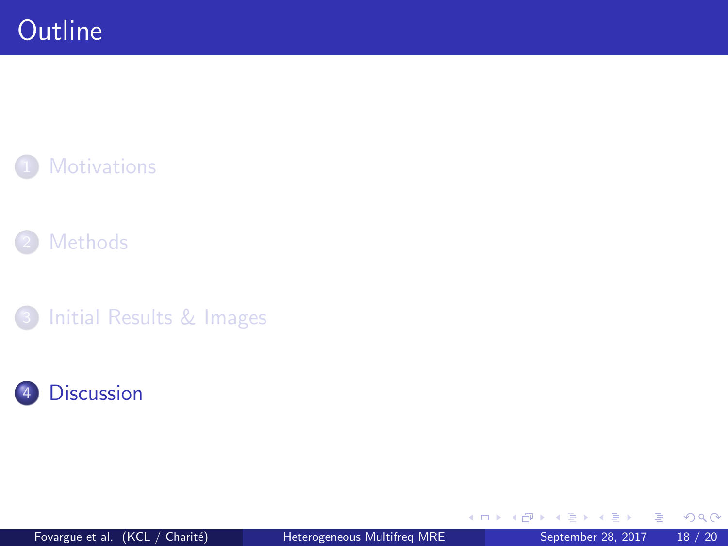# Outline

1. Motivations
2. Methods
3. Initial Results & Images
4. Discussion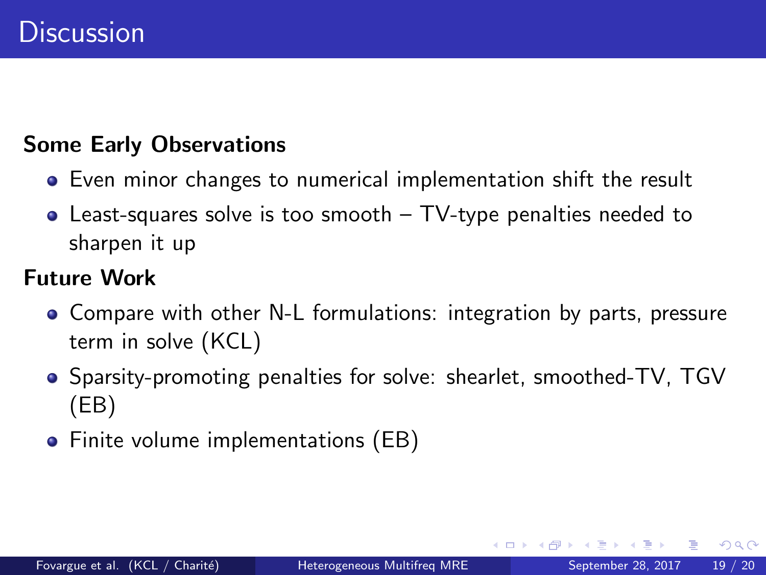# Discussion

**Some Early Observations**

- Even minor changes to numerical implementation shift the result
- Least-squares solve is too smooth – TV-type penalties needed to sharpen it up

**Future Work**

- Compare with other N-L formulations: integration by parts, pressure term in solve (KCL)
- Sparsity-promoting penalties for solve: shearlet, smoothed-TV, TGV (EB)
- Finite volume implementations (EB)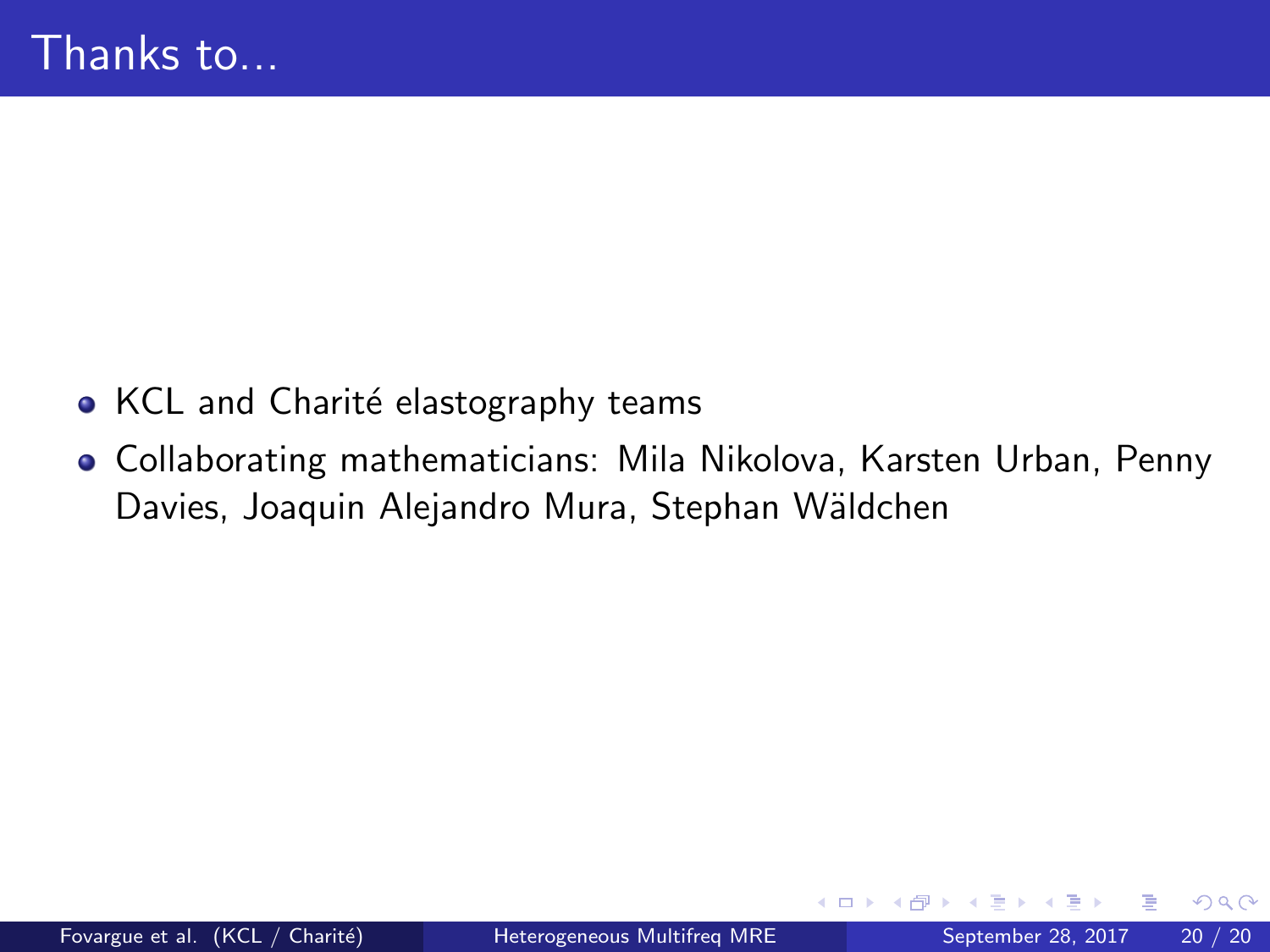# Thanks to...

- KCL and Charité elastography teams
- Collaborating mathematicians: Mila Nikolova, Karsten Urban, Penny Davies, Joaquin Alejandro Mura, Stephan Wäldchen